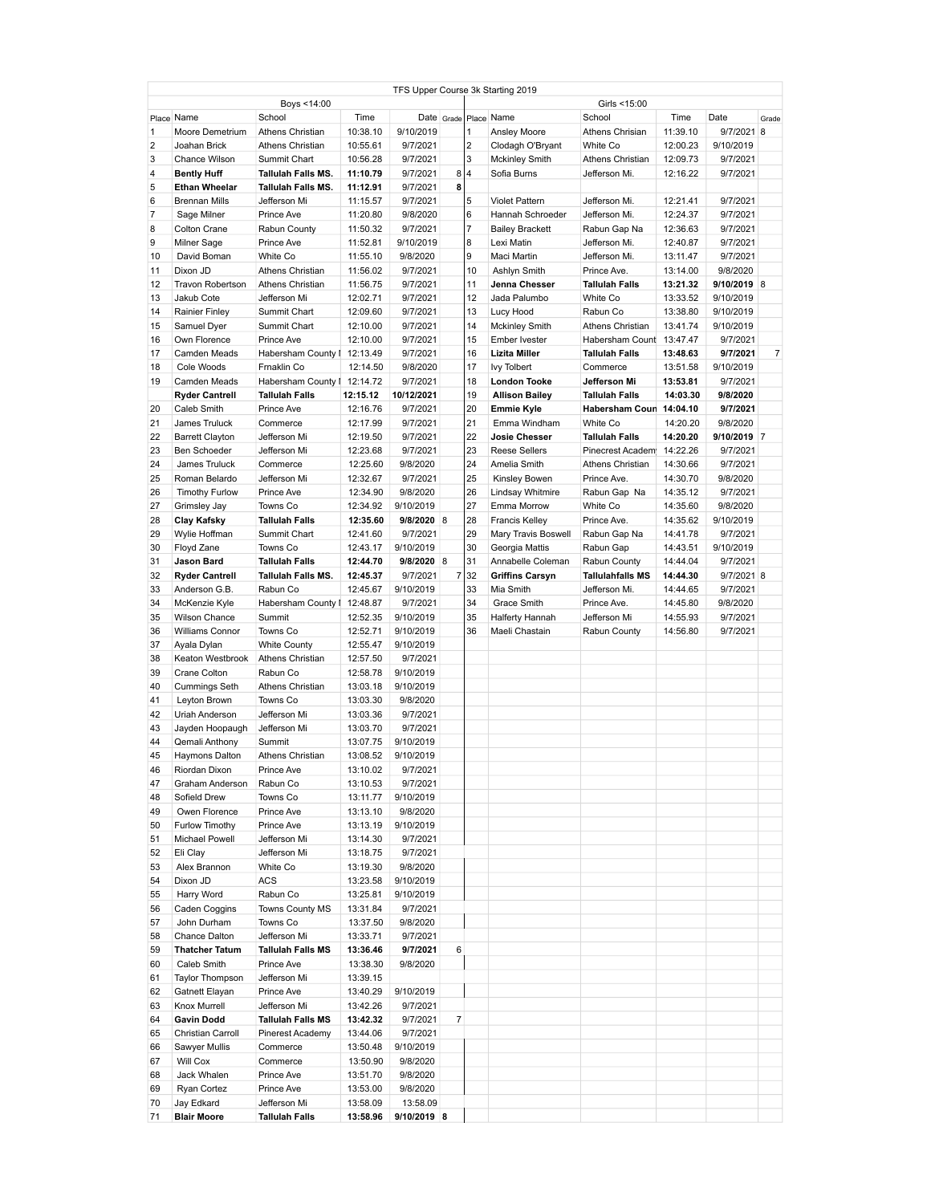| TFS Upper Course 3k Starting 2019 | | | | | | | | | | | |
|---|---|---|---|---|---|---|---|---|---|---|---|
| Boys <14:00 | | | | | | Girls <15:00 | | | | | |
| Place | Name | School | Time | Date | Grade | Place | Name | School | Time | Date | Grade |
| 1 | Moore Demetrium | Athens Christian | 10:38.10 | 9/10/2019 | | 1 | Ansley Moore | Athens Chrisian | 11:39.10 | 9/7/2021 | 8 |
| 2 | Joahan Brick | Athens Christian | 10:55.61 | 9/7/2021 | | 2 | Clodagh O'Bryant | White Co | 12:00.23 | 9/10/2019 | |
| 3 | Chance Wilson | Summit Chart | 10:56.28 | 9/7/2021 | | 3 | Mckinley Smith | Athens Christian | 12:09.73 | 9/7/2021 | |
| 4 | **Bently Huff** | **Tallulah Falls MS.** | **11:10.79** | 9/7/2021 | 8 | 4 | Sofia Burns | Jefferson Mi. | 12:16.22 | 9/7/2021 | |
| 5 | **Ethan Wheelar** | **Tallulah Falls MS.** | **11:12.91** | 9/7/2021 | **8** | | | | | | |
| 6 | Brennan Mills | Jefferson Mi | 11:15.57 | 9/7/2021 | | 5 | Violet Pattern | Jefferson Mi. | 12:21.41 | 9/7/2021 | |
| 7 | Sage Milner | Prince Ave | 11:20.80 | 9/8/2020 | | 6 | Hannah Schroeder | Jefferson Mi. | 12:24.37 | 9/7/2021 | |
| 8 | Colton Crane | Rabun County | 11:50.32 | 9/7/2021 | | 7 | Bailey Brackett | Rabun Gap Na | 12:36.63 | 9/7/2021 | |
| 9 | Milner Sage | Prince Ave | 11:52.81 | 9/10/2019 | | 8 | Lexi Matin | Jefferson Mi. | 12:40.87 | 9/7/2021 | |
| 10 | David Boman | White Co | 11:55.10 | 9/8/2020 | | 9 | Maci Martin | Jefferson Mi. | 13:11.47 | 9/7/2021 | |
| 11 | Dixon JD | Athens Christian | 11:56.02 | 9/7/2021 | | 10 | Ashlyn Smith | Prince Ave. | 13:14.00 | 9/8/2020 | |
| 12 | Travon Robertson | Athens Christian | 11:56.75 | 9/7/2021 | | 11 | **Jenna Chesser** | **Tallulah Falls** | **13:21.32** | **9/10/2019** | 8 |
| 13 | Jakub Cote | Jefferson Mi | 12:02.71 | 9/7/2021 | | 12 | Jada Palumbo | White Co | 13:33.52 | 9/10/2019 | |
| 14 | Rainier Finley | Summit Chart | 12:09.60 | 9/7/2021 | | 13 | Lucy Hood | Rabun Co | 13:38.80 | 9/10/2019 | |
| 15 | Samuel Dyer | Summit Chart | 12:10.00 | 9/7/2021 | | 14 | Mckinley Smith | Athens Christian | 13:41.74 | 9/10/2019 | |
| 16 | Own Florence | Prince Ave | 12:10.00 | 9/7/2021 | | 15 | Ember Ivester | Habersham Count | 13:47.47 | 9/7/2021 | |
| 17 | Camden Meads | Habersham County I | 12:13.49 | 9/7/2021 | | 16 | **Lizita Miller** | **Tallulah Falls** | **13:48.63** | **9/7/2021** | 7 |
| 18 | Cole Woods | Frnaklin Co | 12:14.50 | 9/8/2020 | | 17 | Ivy Tolbert | Commerce | 13:51.58 | 9/10/2019 | |
| 19 | Camden Meads | Habersham County I | 12:14.72 | 9/7/2021 | | 18 | **London Tooke** | **Jefferson Mi** | **13:53.81** | 9/7/2021 | |
| | **Ryder Cantrell** | **Tallulah Falls** | **12:15.12** | **10/12/2021** | | 19 | **Allison Bailey** | **Tallulah Falls** | **14:03.30** | **9/8/2020** | |
| 20 | Caleb Smith | Prince Ave | 12:16.76 | 9/7/2021 | | 20 | **Emmie Kyle** | **Habersham Coun** | **14:04.10** | **9/7/2021** | |
| 21 | James Truluck | Commerce | 12:17.99 | 9/7/2021 | | 21 | Emma Windham | White Co | 14:20.20 | 9/8/2020 | |
| 22 | Barrett Clayton | Jefferson Mi | 12:19.50 | 9/7/2021 | | 22 | **Josie Chesser** | **Tallulah Falls** | **14:20.20** | **9/10/2019** | 7 |
| 23 | Ben Schoeder | Jefferson Mi | 12:23.68 | 9/7/2021 | | 23 | Reese Sellers | Pinecrest Academ | 14:22.26 | 9/7/2021 | |
| 24 | James Truluck | Commerce | 12:25.60 | 9/8/2020 | | 24 | Amelia Smith | Athens Christian | 14:30.66 | 9/7/2021 | |
| 25 | Roman Belardo | Jefferson Mi | 12:32.67 | 9/7/2021 | | 25 | Kinsley Bowen | Prince Ave. | 14:30.70 | 9/8/2020 | |
| 26 | Timothy Furlow | Prince Ave | 12:34.90 | 9/8/2020 | | 26 | Lindsay Whitmire | Rabun Gap Na | 14:35.12 | 9/7/2021 | |
| 27 | Grimsley Jay | Towns Co | 12:34.92 | 9/10/2019 | | 27 | Emma Morrow | White Co | 14:35.60 | 9/8/2020 | |
| 28 | **Clay Kafsky** | **Tallulah Falls** | **12:35.60** | **9/8/2020** | 8 | 28 | Francis Kelley | Prince Ave. | 14:35.62 | 9/10/2019 | |
| 29 | Wylie Hoffman | Summit Chart | 12:41.60 | 9/7/2021 | | 29 | Mary Travis Boswell | Rabun Gap Na | 14:41.78 | 9/7/2021 | |
| 30 | Floyd Zane | Towns Co | 12:43.17 | 9/10/2019 | | 30 | Georgia Mattis | Rabun Gap | 14:43.51 | 9/10/2019 | |
| 31 | **Jason Bard** | **Tallulah Falls** | **12:44.70** | **9/8/2020** | 8 | 31 | Annabelle Coleman | Rabun County | 14:44.04 | 9/7/2021 | |
| 32 | **Ryder Cantrell** | **Tallulah Falls MS.** | **12:45.37** | 9/7/2021 | 7 | 32 | **Griffins Carsyn** | **Tallulahfalls MS** | **14:44.30** | 9/7/2021 | 8 |
| 33 | Anderson G.B. | Rabun Co | 12:45.67 | 9/10/2019 | | 33 | Mia Smith | Jefferson Mi. | 14:44.65 | 9/7/2021 | |
| 34 | McKenzie Kyle | Habersham County I | 12:48.87 | 9/7/2021 | | 34 | Grace Smith | Prince Ave. | 14:45.80 | 9/8/2020 | |
| 35 | Wilson Chance | Summit | 12:52.35 | 9/10/2019 | | 35 | Halferty Hannah | Jefferson Mi | 14:55.93 | 9/7/2021 | |
| 36 | Williams Connor | Towns Co | 12:52.71 | 9/10/2019 | | 36 | Maeli Chastain | Rabun County | 14:56.80 | 9/7/2021 | |
| 37 | Ayala Dylan | White County | 12:55.47 | 9/10/2019 | | | | | | | |
| 38 | Keaton Westbrook | Athens Christian | 12:57.50 | 9/7/2021 | | | | | | | |
| 39 | Crane Colton | Rabun Co | 12:58.78 | 9/10/2019 | | | | | | | |
| 40 | Cummings Seth | Athens Christian | 13:03.18 | 9/10/2019 | | | | | | | |
| 41 | Leyton Brown | Towns Co | 13:03.30 | 9/8/2020 | | | | | | | |
| 42 | Uriah Anderson | Jefferson Mi | 13:03.36 | 9/7/2021 | | | | | | | |
| 43 | Jayden Hoopaugh | Jefferson Mi | 13:03.70 | 9/7/2021 | | | | | | | |
| 44 | Qemali Anthony | Summit | 13:07.75 | 9/10/2019 | | | | | | | |
| 45 | Haymons Dalton | Athens Christian | 13:08.52 | 9/10/2019 | | | | | | | |
| 46 | Riordan Dixon | Prince Ave | 13:10.02 | 9/7/2021 | | | | | | | |
| 47 | Graham Anderson | Rabun Co | 13:10.53 | 9/7/2021 | | | | | | | |
| 48 | Sofield Drew | Towns Co | 13:11.77 | 9/10/2019 | | | | | | | |
| 49 | Owen Florence | Prince Ave | 13:13.10 | 9/8/2020 | | | | | | | |
| 50 | Furlow Timothy | Prince Ave | 13:13.19 | 9/10/2019 | | | | | | | |
| 51 | Michael Powell | Jefferson Mi | 13:14.30 | 9/7/2021 | | | | | | | |
| 52 | Eli Clay | Jefferson Mi | 13:18.75 | 9/7/2021 | | | | | | | |
| 53 | Alex Brannon | White Co | 13:19.30 | 9/8/2020 | | | | | | | |
| 54 | Dixon JD | ACS | 13:23.58 | 9/10/2019 | | | | | | | |
| 55 | Harry Word | Rabun Co | 13:25.81 | 9/10/2019 | | | | | | | |
| 56 | Caden Coggins | Towns County MS | 13:31.84 | 9/7/2021 | | | | | | | |
| 57 | John Durham | Towns Co | 13:37.50 | 9/8/2020 | | | | | | | |
| 58 | Chance Dalton | Jefferson Mi | 13:33.71 | 9/7/2021 | | | | | | | |
| 59 | **Thatcher Tatum** | **Tallulah Falls MS** | **13:36.46** | **9/7/2021** | 6 | | | | | | |
| 60 | Caleb Smith | Prince Ave | 13:38.30 | 9/8/2020 | | | | | | | |
| 61 | Taylor Thompson | Jefferson Mi | 13:39.15 | | | | | | | | |
| 62 | Gatnett Elayan | Prince Ave | 13:40.29 | 9/10/2019 | | | | | | | |
| 63 | Knox Murrell | Jefferson Mi | 13:42.26 | 9/7/2021 | | | | | | | |
| 64 | **Gavin Dodd** | **Tallulah Falls MS** | **13:42.32** | 9/7/2021 | 7 | | | | | | |
| 65 | Christian Carroll | Pinerest Academy | 13:44.06 | 9/7/2021 | | | | | | | |
| 66 | Sawyer Mullis | Commerce | 13:50.48 | 9/10/2019 | | | | | | | |
| 67 | Will Cox | Commerce | 13:50.90 | 9/8/2020 | | | | | | | |
| 68 | Jack Whalen | Prince Ave | 13:51.70 | 9/8/2020 | | | | | | | |
| 69 | Ryan Cortez | Prince Ave | 13:53.00 | 9/8/2020 | | | | | | | |
| 70 | Jay Edkard | Jefferson Mi | 13:58.09 | 13:58.09 | | | | | | | |
| 71 | **Blair Moore** | **Tallulah Falls** | **13:58.96** | **9/10/2019** | **8** | | | | | | |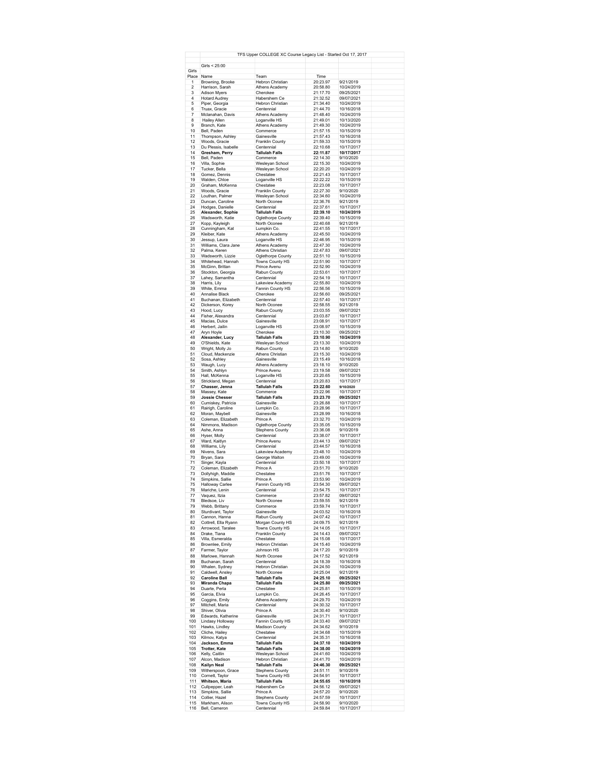TFS Upper COLLEGE XC Course Legacy List - Started Oct 17, 2017

Girls < 25:00

| Girls Place | Name | Team | Time | |
|---|---|---|---|---|
| 1 | Browning, Brooke | Hebron Christian | 20:23.97 | 9/21/2019 |
| 2 | Harrison, Sarah | Athens Academy | 20:58.80 | 10/24/2019 |
| 3 | Adison Myers | Cherokee | 21:17.70 | 09/25/2021 |
| 4 | Hotard Audrey | Habershem Ce | 21:32.52 | 09/07/2021 |
| 5 | Piper, Georgia | Hebron Christian | 21:34.40 | 10/24/2019 |
| 6 | Truax, Gracie | Centennial | 21:44.70 | 10/16/2018 |
| 7 | Mclanahan, Davis | Athens Academy | 21:48.40 | 10/24/2019 |
| 8 | Hailey Allen | Loganville HS | 21:49.01 | 10/13/2020 |
| 9 | Branch, Kate | Athens Academy | 21:49.30 | 10/24/2019 |
| 10 | Bell, Paden | Commerce | 21:57.15 | 10/15/2019 |
| 11 | Thompson, Ashley | Gainesville | 21:57.43 | 10/16/2018 |
| 12 | Woods, Gracie | Franklin County | 21:59.33 | 10/15/2019 |
| 13 | Du Plessis, Isabelle | Centennial | 22:10.68 | 10/17/2017 |
| 14 | **Gresham, Perry** | **Tallulah Falls** | **22:11.87** | **10/17/2017** |
| 15 | Bell, Paden | Commerce | 22:14.30 | 9/10/2020 |
| 16 | Villa, Sophie | Wesleyan School | 22:15.30 | 10/24/2019 |
| 17 | Tucker, Bella | Wesleyan School | 22:20.20 | 10/24/2019 |
| 18 | Gomez, Dennis | Chestatee | 22:21.43 | 10/17/2017 |
| 19 | Walden, Chloe | Loganville HS | 22:22.22 | 10/15/2019 |
| 20 | Graham, McKenna | Chestatee | 22:23.08 | 10/17/2017 |
| 21 | Woods, Gracie | Franklin County | 22:27.30 | 9/10/2020 |
| 22 | Louthan, Palmer | Wesleyan School | 22:34.60 | 10/24/2019 |
| 23 | Duncan, Caroline | North Oconee | 22:36.76 | 9/21/2019 |
| 24 | Hodges, Danielle | Centennial | 22:37.61 | 10/17/2017 |
| 25 | **Alexander, Sophie** | **Tallulah Falls** | **22:39.10** | **10/24/2019** |
| 26 | Wadsworth, Katie | Oglethorpe County | 22:39.40 | 10/15/2019 |
| 27 | Kopp, Kayleigh | North Oconee | 22:40.68 | 9/21/2019 |
| 28 | Cunningham, Kat | Lumpkin Co. | 22:41.55 | 10/17/2017 |
| 29 | Kleiber, Kate | Athens Academy | 22:45.50 | 10/24/2019 |
| 30 | Jessup, Laura | Loganville HS | 22:46.95 | 10/15/2019 |
| 31 | Williams, Clara Jane | Athens Academy | 22:47.30 | 10/24/2019 |
| 32 | Palma, Keren | Athens Christian | 22:47.83 | 09/07/2021 |
| 33 | Wadsworth, Lizzie | Oglethorpe County | 22:51.10 | 10/15/2019 |
| 34 | Whitehead, Hannah | Towns County HS | 22:51.90 | 10/17/2017 |
| 35 | McGinn, Brittan | Prince Avenu | 22:52.90 | 10/24/2019 |
| 36 | Stockton, Georgia | Rabun County | 22:53.61 | 10/17/2017 |
| 37 | Lahey, Samantha | Centennial | 22:54.19 | 10/17/2017 |
| 38 | Harris, Lily | Lakeview Academy | 22:55.80 | 10/24/2019 |
| 39 | White, Emma | Fannin County HS | 22:56.56 | 10/15/2019 |
| 40 | Annalise Black | Cherokee | 22:56.60 | 09/25/2021 |
| 41 | Buchanan, Elizabeth | Centennial | 22:57.40 | 10/17/2017 |
| 42 | Dickerson, Korey | North Oconee | 22:58.55 | 9/21/2019 |
| 43 | Hood, Lucy | Rabun County | 23:03.55 | 09/07/2021 |
| 44 | Fisher, Alexandra | Centennial | 23:03.87 | 10/17/2017 |
| 45 | Macias, Dulce | Gainesville | 23:08.91 | 10/17/2017 |
| 46 | Herbert, Jailin | Loganville HS | 23:08.97 | 10/15/2019 |
| 47 | Aryn Hoyle | Cherokee | 23:10.30 | 09/25/2021 |
| 48 | **Alexander, Lucy** | **Tallulah Falls** | **23:10.90** | **10/24/2019** |
| 49 | O'Shields, Kate | Wesleyan School | 23:13.30 | 10/24/2019 |
| 50 | Wright, Molly Jo | Rabun County | 23:14.80 | 9/10/2020 |
| 51 | Cloud, Mackenzie | Athens Christian | 23:15.30 | 10/24/2019 |
| 52 | Sosa, Ashley | Gainesville | 23:15.49 | 10/16/2018 |
| 53 | Waugh, Lucy | Athens Academy | 23:18.10 | 9/10/2020 |
| 54 | Smith, Ashlyn | Prince Avenu | 23:19.58 | 09/07/2021 |
| 55 | Hall, McKenna | Loganville HS | 23:20.65 | 10/15/2019 |
| 56 | Strickland, Megan | Centennial | 23:20.83 | 10/17/2017 |
| 57 | **Chasser, Jenna** | **Tallulah Falls** | **23:22.60** | **9/10/2020** |
| 58 | Massey, Kate | Commerce | 23:22.96 | 10/17/2017 |
| 59 | **Jossie Chesser** | **Tallulah Falls** | **23:23.70** | **09/25/2021** |
| 60 | Cumiskey, Patricia | Gainesville | 23:26.88 | 10/17/2017 |
| 61 | Rairigh, Caroline | Lumpkin Co. | 23:28.96 | 10/17/2017 |
| 62 | Moran, Maybell | Gainesville | 23:28.99 | 10/16/2018 |
| 63 | Coleman, Elizabeth | Prince A | 23:32.70 | 10/24/2019 |
| 64 | Nimmons, Madison | Oglethorpe County | 23:35.05 | 10/15/2019 |
| 65 | Ashe, Anna | Stephens County | 23:36.08 | 9/10/2019 |
| 66 | Hyser, Molly | Centennial | 23:38.07 | 10/17/2017 |
| 67 | Ward, Kaitlyn | Prince Avenu | 23:44.13 | 09/07/2021 |
| 68 | Williams, Lily | Centennial | 23:44.57 | 10/16/2018 |
| 69 | Nivens, Sara | Lakeview Academy | 23:48.10 | 10/24/2019 |
| 70 | Bryan, Sara | George Walton | 23:49.00 | 10/24/2019 |
| 71 | Singer, Kayla | Centennial | 23:50.18 | 10/17/2017 |
| 72 | Coleman, Elizabeth | Prince A | 23:51.70 | 9/10/2020 |
| 73 | Dollyhigh, Maddie | Chestatee | 23:51.76 | 10/17/2017 |
| 74 | Simpkins, Sallie | Prince A | 23:53.90 | 10/24/2019 |
| 75 | Halloway Carlee | Fannin County HS | 23:54.30 | 09/07/2021 |
| 76 | Mariche, Lenin | Centennial | 23:54.75 | 10/17/2017 |
| 77 | Vaquez, Itzia | Commerce | 23:57.82 | 09/07/2021 |
| 78 | Bledsoe, Liv | North Oconee | 23:59.55 | 9/21/2019 |
| 79 | Webb, Brittany | Commerce | 23:59.74 | 10/17/2017 |
| 80 | Sturdivant, Taylor | Gainesville | 24:03.52 | 10/16/2018 |
| 81 | Cannon, Hanna | Rabun County | 24:07.42 | 10/17/2017 |
| 82 | Cottrell, Ella Ryann | Morgan County HS | 24:09.75 | 9/21/2019 |
| 83 | Arrowood, Taralee | Towns County HS | 24:14.05 | 10/17/2017 |
| 84 | Drake, Tiana | Franklin County | 24:14.43 | 09/07/2021 |
| 85 | Villa, Esmeralda | Chestatee | 24:15.08 | 10/17/2017 |
| 86 | Brownlee, Emily | Hebron Christian | 24:15.40 | 10/24/2019 |
| 87 | Farmer, Taylor | Johnson HS | 24:17.20 | 9/10/2019 |
| 88 | Marlowe, Hannah | North Oconee | 24:17.52 | 9/21/2019 |
| 89 | Buchanan, Sarah | Centennial | 24:18.39 | 10/16/2018 |
| 90 | Whalen, Sydney | Hebron Christian | 24:24.50 | 10/24/2019 |
| 91 | Caldwell, Ansley | North Oconee | 24:25.04 | 9/21/2019 |
| 92 | **Caroline Ball** | **Tallulah Falls** | **24:25.10** | **09/25/2021** |
| 93 | **Miranda Chapa** | **Tallulah Falls** | **24:25.80** | **09/25/2021** |
| 94 | Duarte, Perla | Chestatee | 24:25.81 | 10/15/2019 |
| 95 | Garcia, Elvia | Lumpkin Co. | 24:26.45 | 10/17/2017 |
| 96 | Coggins, Emily | Athens Academy | 24:29.70 | 10/24/2019 |
| 97 | Mitchell, Maria | Centennial | 24:30.32 | 10/17/2017 |
| 98 | Shiver, Olivia | Prince A | 24:30.40 | 9/10/2020 |
| 99 | Edwards, Katherine | Gainesville | 24:31.71 | 10/17/2017 |
| 100 | Lindsay Holloway | Fannin County HS | 24:33.40 | 09/07/2021 |
| 101 | Hawks, Lindley | Madison County | 24:34.62 | 9/10/2019 |
| 102 | Cliche, Hailey | Chestatee | 24:34.68 | 10/15/2019 |
| 103 | Kilmov, Katya | Centennial | 24:35.31 | 10/16/2018 |
| 104 | **Jackson, Emma** | **Tallulah Falls** | **24:37.10** | **10/24/2019** |
| 105 | **Trotter, Kate** | **Tallulah Falls** | **24:38.00** | **10/24/2019** |
| 106 | Kelly, Caitlin | Wesleyan School | 24:41.60 | 10/24/2019 |
| 107 | Alcon, Madison | Hebron Christian | 24:41.70 | 10/24/2019 |
| 108 | **Kailyn Neal** | **Tallulah Falls** | **24:46.30** | **09/25/2021** |
| 109 | Witherspoon, Grace | Stephens County | 24:51.11 | 9/10/2019 |
| 110 | Cornett, Taylor | Towns County HS | 24:54.91 | 10/17/2017 |
| 111 | **Whitson, Maria** | **Tallulah Falls** | **24:55.65** | **10/16/2018** |
| 112 | Cullpepper, Leah | Habershem Ce | 24:56.12 | 09/07/2021 |
| 113 | Simpkins, Sallie | Prince A | 24:57.20 | 9/10/2020 |
| 114 | Collier, Hazel | Stephens County | 24:57.59 | 10/17/2017 |
| 115 | Markham, Alison | Towns County HS | 24:58.90 | 9/10/2020 |
| 116 | Bell, Cameron | Centennial | 24:59.84 | 10/17/2017 |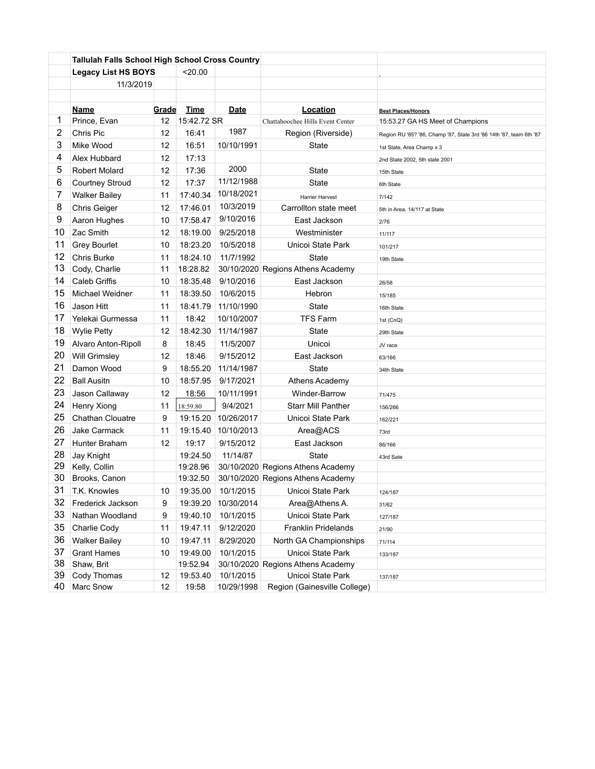| | Tallulah Falls School High School Cross Country | | | | | |
|---|---|---|---|---|---|---|
| | Legacy List HS BOYS | | <20.00 | | | - |
| | 11/3/2019 | | | | | |
| | | | | | | |
| | **Name** | **Grade** | **Time** | **Date** | **Location** | **Best Places/Honors** |
| 1 | Prince, Evan | 12 | 15:42.72 SR | | Chattahoochee Hills Event Center | 15:53.27 GA HS Meet of Champions |
| 2 | Chris Pic | 12 | 16:41 | 1987 | Region (Riverside) | Region RU '85? '86, Champ '87, State 3rd '86 14th '87, team 6th '87 |
| 3 | Mike Wood | 12 | 16:51 | 10/10/1991 | State | 1st State, Area Champ x 3 |
| 4 | Alex Hubbard | 12 | 17:13 | | | 2nd State 2002, 5th state 2001 |
| 5 | Robert Molard | 12 | 17:36 | 2000 | State | 15th State |
| 6 | Courtney Stroud | 12 | 17:37 | 11/12/1988 | State | 6th State |
| 7 | Walker Bailey | 11 | 17:40.34 | 10/18/2021 | Harrier Harvest | 7/142 |
| 8 | Chris Geiger | 12 | 17:46.01 | 10/3/2019 | Carrollton state meet | 5th in Area, 14/117 at State |
| 9 | Aaron Hughes | 10 | 17:58.47 | 9/10/2016 | East Jackson | 2/76 |
| 10 | Zac Smith | 12 | 18:19.00 | 9/25/2018 | Westminister | 11/117 |
| 11 | Grey Bourlet | 10 | 18:23.20 | 10/5/2018 | Unicoi State Park | 101/217 |
| 12 | Chris Burke | 11 | 18:24.10 | 11/7/1992 | State | 19th State |
| 13 | Cody, Charlie | 11 | 18:28.82 | 30/10/2020 | Regions Athens Academy | |
| 14 | Caleb Griffis | 10 | 18:35.48 | 9/10/2016 | East Jackson | 26/58 |
| 15 | Michael Weidner | 11 | 18:39.50 | 10/6/2015 | Hebron | 15/185 |
| 16 | Jason Hitt | 11 | 18:41.79 | 11/10/1990 | State | 16th State |
| 17 | Yelekai Gurmessa | 11 | 18:42 | 10/10/2007 | TFS Farm | 1st (CnQ) |
| 18 | Wylie Petty | 12 | 18:42.30 | 11/14/1987 | State | 29th State |
| 19 | Alvaro Anton-Ripoll | 8 | 18:45 | 11/5/2007 | Unicoi | JV race |
| 20 | Will Grimsley | 12 | 18:46 | 9/15/2012 | East Jackson | 63/166 |
| 21 | Damon Wood | 9 | 18:55.20 | 11/14/1987 | State | 34th State |
| 22 | Ball Ausitn | 10 | 18:57.95 | 9/17/2021 | Athens Academy | |
| 23 | Jason Callaway | 12 | 18:56 | 10/11/1991 | Winder-Barrow | 71/475 |
| 24 | Henry Xiong | 11 | 18:59.80 | 9/4/2021 | Starr Mill Panther | 156/266 |
| 25 | Chathan Clouatre | 9 | 19:15.20 | 10/26/2017 | Unicoi State Park | 162/221 |
| 26 | Jake Carmack | 11 | 19:15.40 | 10/10/2013 | Area@ACS | 73rd |
| 27 | Hunter Braham | 12 | 19:17 | 9/15/2012 | East Jackson | 86/166 |
| 28 | Jay Knight | | 19:24.50 | 11/14/87 | State | 43rd Sate |
| 29 | Kelly, Collin | | 19:28.96 | 30/10/2020 | Regions Athens Academy | |
| 30 | Brooks, Canon | | 19:32.50 | 30/10/2020 | Regions Athens Academy | |
| 31 | T.K. Knowles | 10 | 19:35.00 | 10/1/2015 | Unicoi State Park | 124/187 |
| 32 | Frederick Jackson | 9 | 19:39.20 | 10/30/2014 | Area@Athens A. | 31/62 |
| 33 | Nathan Woodland | 9 | 19:40.10 | 10/1/2015 | Unicoi State Park | 127/187 |
| 35 | Charlie Cody | 11 | 19:47.11 | 9/12/2020 | Franklin Pridelands | 21/90 |
| 36 | Walker Bailey | 10 | 19:47.11 | 8/29/2020 | North GA Championships | 71/114 |
| 37 | Grant Hames | 10 | 19:49.00 | 10/1/2015 | Unicoi State Park | 133/187 |
| 38 | Shaw, Brit | | 19:52.94 | 30/10/2020 | Regions Athens Academy | |
| 39 | Cody Thomas | 12 | 19:53.40 | 10/1/2015 | Unicoi State Park | 137/187 |
| 40 | Marc Snow | 12 | 19:58 | 10/29/1998 | Region (Gainesville College) | |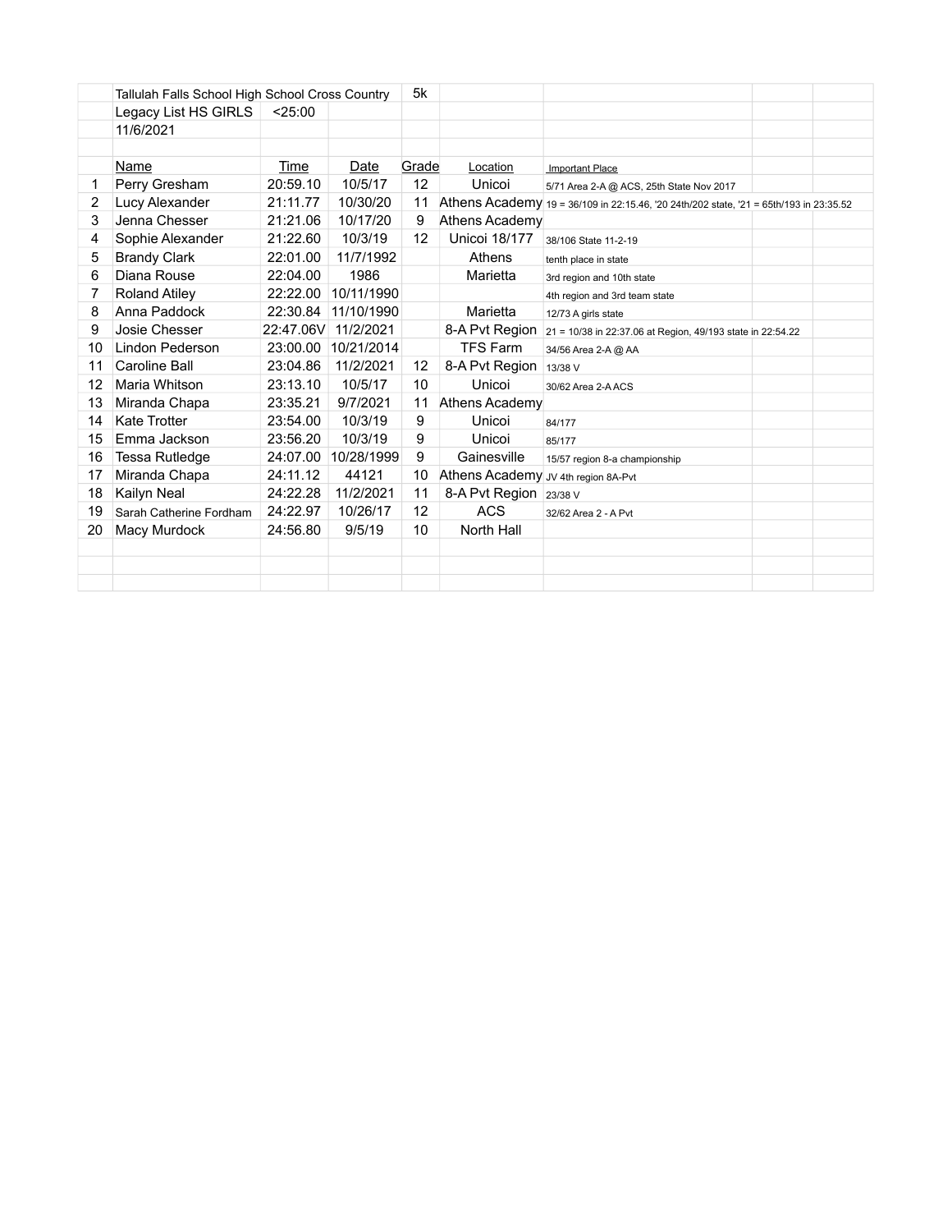Tallulah Falls School High School Cross Country 5k

Legacy List HS GIRLS <25:00

11/6/2021

| | Name | Time | Date | Grade | Location | Important Place |
|---|---|---|---|---|---|---|
| 1 | Perry Gresham | 20:59.10 | 10/5/17 | 12 | Unicoi | 5/71 Area 2-A @ ACS, 25th State Nov 2017 |
| 2 | Lucy Alexander | 21:11.77 | 10/30/20 | 11 | Athens Academy | 19 = 36/109 in 22:15.46, '20 24th/202 state, '21 = 65th/193 in 23:35.52 |
| 3 | Jenna Chesser | 21:21.06 | 10/17/20 | 9 | Athens Academy | |
| 4 | Sophie Alexander | 21:22.60 | 10/3/19 | 12 | Unicoi 18/177 | 38/106 State 11-2-19 |
| 5 | Brandy Clark | 22:01.00 | 11/7/1992 | | Athens | tenth place in state |
| 6 | Diana Rouse | 22:04.00 | 1986 | | Marietta | 3rd region and 10th state |
| 7 | Roland Atiley | 22:22.00 | 10/11/1990 | | | 4th region and 3rd team state |
| 8 | Anna Paddock | 22:30.84 | 11/10/1990 | | Marietta | 12/73 A girls state |
| 9 | Josie Chesser | 22:47.06V | 11/2/2021 | | 8-A Pvt Region | 21 = 10/38 in 22:37.06 at Region, 49/193 state in 22:54.22 |
| 10 | Lindon Pederson | 23:00.00 | 10/21/2014 | | TFS Farm | 34/56 Area 2-A @ AA |
| 11 | Caroline Ball | 23:04.86 | 11/2/2021 | 12 | 8-A Pvt Region | 13/38 V |
| 12 | Maria Whitson | 23:13.10 | 10/5/17 | 10 | Unicoi | 30/62 Area 2-A ACS |
| 13 | Miranda Chapa | 23:35.21 | 9/7/2021 | 11 | Athens Academy | |
| 14 | Kate Trotter | 23:54.00 | 10/3/19 | 9 | Unicoi | 84/177 |
| 15 | Emma Jackson | 23:56.20 | 10/3/19 | 9 | Unicoi | 85/177 |
| 16 | Tessa Rutledge | 24:07.00 | 10/28/1999 | 9 | Gainesville | 15/57 region 8-a championship |
| 17 | Miranda Chapa | 24:11.12 | 44121 | 10 | Athens Academy | JV 4th region 8A-Pvt |
| 18 | Kailyn Neal | 24:22.28 | 11/2/2021 | 11 | 8-A Pvt Region | 23/38 V |
| 19 | Sarah Catherine Fordham | 24:22.97 | 10/26/17 | 12 | ACS | 32/62 Area 2 - A Pvt |
| 20 | Macy Murdock | 24:56.80 | 9/5/19 | 10 | North Hall | |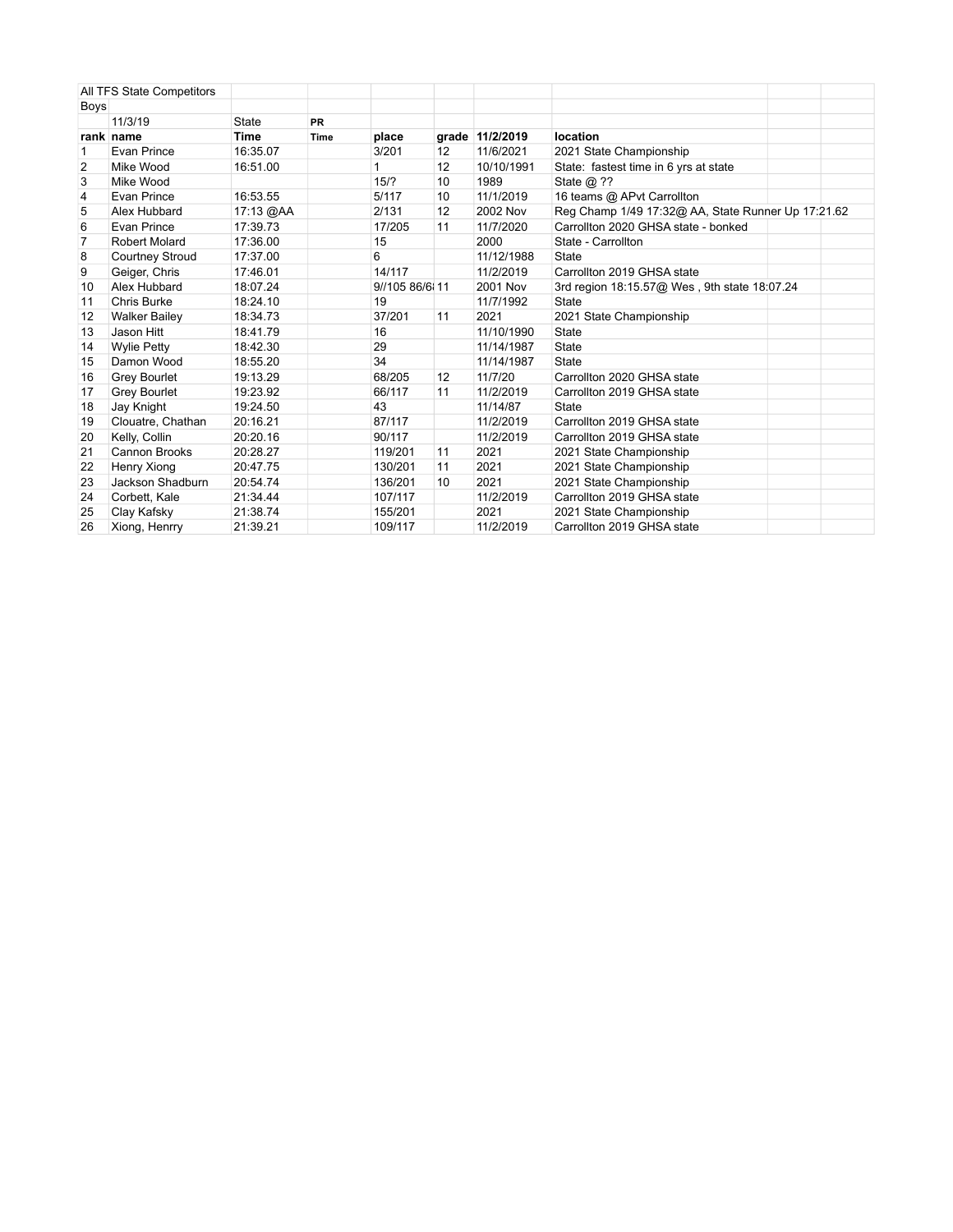| All TFS State Competitors | | | | | | | | | |
|---|---|---|---|---|---|---|---|---|---|
| Boys | | | | | | | | | |
| | 11/3/19 | State | PR | | | | | | |
| **rank** | **name** | **Time** | **Time** | **place** | **grade** | **11/2/2019** | **location** | | |
| 1 | Evan Prince | 16:35.07 | | 3/201 | 12 | 11/6/2021 | 2021 State Championship | | |
| 2 | Mike Wood | 16:51.00 | | 1 | 12 | 10/10/1991 | State: fastest time in 6 yrs at state | | |
| 3 | Mike Wood | | | 15/? | 10 | 1989 | State @ ?? | | |
| 4 | Evan Prince | 16:53.55 | | 5/117 | 10 | 11/1/2019 | 16 teams @ APvt Carrollton | | |
| 5 | Alex Hubbard | 17:13 @AA | | 2/131 | 12 | 2002 Nov | Reg Champ 1/49 17:32@ AA, State Runner Up 17:21.62 | | |
| 6 | Evan Prince | 17:39.73 | | 17/205 | 11 | 11/7/2020 | Carrollton 2020 GHSA state - bonked | | |
| 7 | Robert Molard | 17:36.00 | | 15 | | 2000 | State - Carrollton | | |
| 8 | Courtney Stroud | 17:37.00 | | 6 | | 11/12/1988 | State | | |
| 9 | Geiger, Chris | 17:46.01 | | 14/117 | | 11/2/2019 | Carrollton 2019 GHSA state | | |
| 10 | Alex Hubbard | 18:07.24 | | 9//105 86/6 | 11 | 2001 Nov | 3rd region 18:15.57@ Wes , 9th state 18:07.24 | | |
| 11 | Chris Burke | 18:24.10 | | 19 | | 11/7/1992 | State | | |
| 12 | Walker Bailey | 18:34.73 | | 37/201 | 11 | 2021 | 2021 State Championship | | |
| 13 | Jason Hitt | 18:41.79 | | 16 | | 11/10/1990 | State | | |
| 14 | Wylie Petty | 18:42.30 | | 29 | | 11/14/1987 | State | | |
| 15 | Damon Wood | 18:55.20 | | 34 | | 11/14/1987 | State | | |
| 16 | Grey Bourlet | 19:13.29 | | 68/205 | 12 | 11/7/20 | Carrollton 2020 GHSA state | | |
| 17 | Grey Bourlet | 19:23.92 | | 66/117 | 11 | 11/2/2019 | Carrollton 2019 GHSA state | | |
| 18 | Jay Knight | 19:24.50 | | 43 | | 11/14/87 | State | | |
| 19 | Clouatre, Chathan | 20:16.21 | | 87/117 | | 11/2/2019 | Carrollton 2019 GHSA state | | |
| 20 | Kelly, Collin | 20:20.16 | | 90/117 | | 11/2/2019 | Carrollton 2019 GHSA state | | |
| 21 | Cannon Brooks | 20:28.27 | | 119/201 | 11 | 2021 | 2021 State Championship | | |
| 22 | Henry Xiong | 20:47.75 | | 130/201 | 11 | 2021 | 2021 State Championship | | |
| 23 | Jackson Shadburn | 20:54.74 | | 136/201 | 10 | 2021 | 2021 State Championship | | |
| 24 | Corbett, Kale | 21:34.44 | | 107/117 | | 11/2/2019 | Carrollton 2019 GHSA state | | |
| 25 | Clay Kafsky | 21:38.74 | | 155/201 | | 2021 | 2021 State Championship | | |
| 26 | Xiong, Henrry | 21:39.21 | | 109/117 | | 11/2/2019 | Carrollton 2019 GHSA state | | |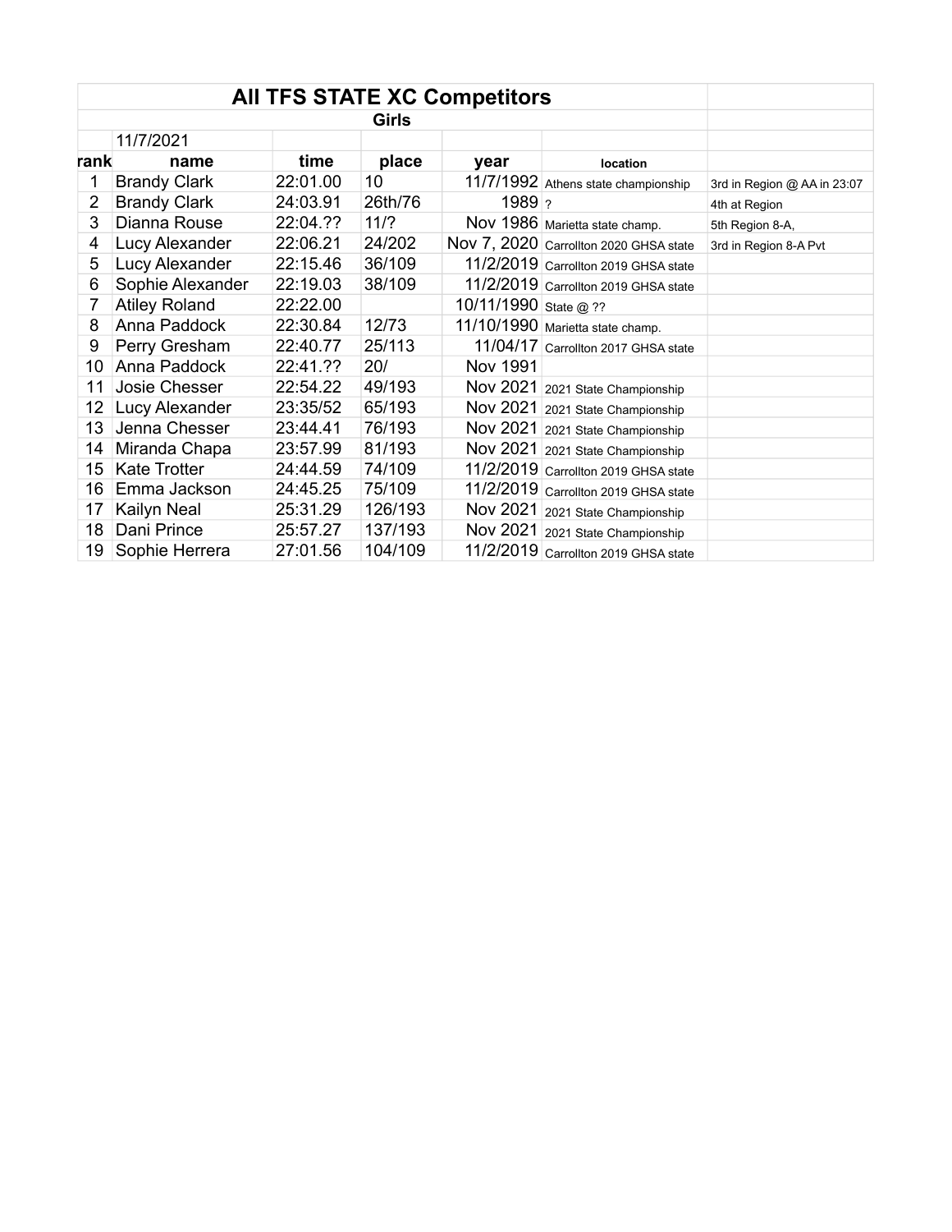# All TFS STATE XC Competitors

## Girls

11/7/2021

| rank | name | time | place | year | location | |
|---|---|---|---|---|---|---|
| 1 | Brandy Clark | 22:01.00 | 10 | 11/7/1992 | Athens state championship | 3rd in Region @ AA in 23:07 |
| 2 | Brandy Clark | 24:03.91 | 26th/76 | 1989 | ? | 4th at Region |
| 3 | Dianna Rouse | 22:04.?? | 11/? | Nov 1986 | Marietta state champ. | 5th Region 8-A, |
| 4 | Lucy Alexander | 22:06.21 | 24/202 | Nov 7, 2020 | Carrollton 2020 GHSA state | 3rd in Region 8-A Pvt |
| 5 | Lucy Alexander | 22:15.46 | 36/109 | 11/2/2019 | Carrollton 2019 GHSA state | |
| 6 | Sophie Alexander | 22:19.03 | 38/109 | 11/2/2019 | Carrollton 2019 GHSA state | |
| 7 | Atiley Roland | 22:22.00 | | 10/11/1990 | State @ ?? | |
| 8 | Anna Paddock | 22:30.84 | 12/73 | 11/10/1990 | Marietta state champ. | |
| 9 | Perry Gresham | 22:40.77 | 25/113 | 11/04/17 | Carrollton 2017 GHSA state | |
| 10 | Anna Paddock | 22:41.?? | 20/ | Nov 1991 | | |
| 11 | Josie Chesser | 22:54.22 | 49/193 | Nov 2021 | 2021 State Championship | |
| 12 | Lucy Alexander | 23:35/52 | 65/193 | Nov 2021 | 2021 State Championship | |
| 13 | Jenna Chesser | 23:44.41 | 76/193 | Nov 2021 | 2021 State Championship | |
| 14 | Miranda Chapa | 23:57.99 | 81/193 | Nov 2021 | 2021 State Championship | |
| 15 | Kate Trotter | 24:44.59 | 74/109 | 11/2/2019 | Carrollton 2019 GHSA state | |
| 16 | Emma Jackson | 24:45.25 | 75/109 | 11/2/2019 | Carrollton 2019 GHSA state | |
| 17 | Kailyn Neal | 25:31.29 | 126/193 | Nov 2021 | 2021 State Championship | |
| 18 | Dani Prince | 25:57.27 | 137/193 | Nov 2021 | 2021 State Championship | |
| 19 | Sophie Herrera | 27:01.56 | 104/109 | 11/2/2019 | Carrollton 2019 GHSA state | |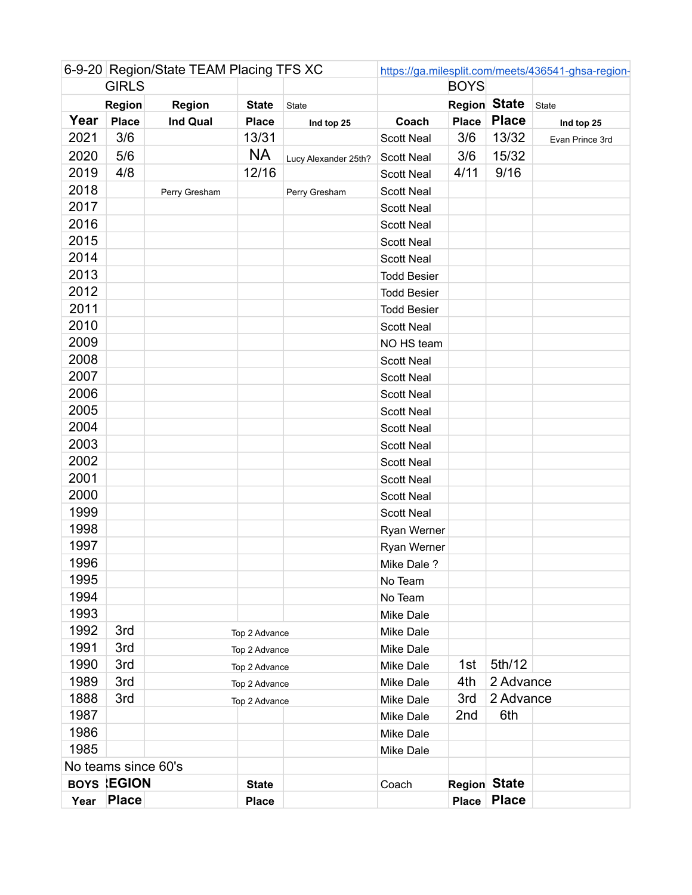| 6-9-20 Region/State TEAM Placing TFS XC | | | | https://ga.milesplit.com/meets/436541-ghsa-region- | | | |
|---|---|---|---|---|---|---|---|
| GIRLS | | | | | BOYS | | |
| | Region | Region | State | State | Region | State | State |
| Year | Place | Ind Qual | Place | Ind top 25 | Coach | Place | Place | Ind top 25 |
| 2021 | 3/6 | | 13/31 | | Scott Neal | 3/6 | 13/32 | Evan Prince 3rd |
| 2020 | 5/6 | | NA | Lucy Alexander 25th? | Scott Neal | 3/6 | 15/32 | |
| 2019 | 4/8 | | 12/16 | | Scott Neal | 4/11 | 9/16 | |
| 2018 | | Perry Gresham | | Perry Gresham | Scott Neal | | | |
| 2017 | | | | | Scott Neal | | | |
| 2016 | | | | | Scott Neal | | | |
| 2015 | | | | | Scott Neal | | | |
| 2014 | | | | | Scott Neal | | | |
| 2013 | | | | | Todd Besier | | | |
| 2012 | | | | | Todd Besier | | | |
| 2011 | | | | | Todd Besier | | | |
| 2010 | | | | | Scott Neal | | | |
| 2009 | | | | | NO HS team | | | |
| 2008 | | | | | Scott Neal | | | |
| 2007 | | | | | Scott Neal | | | |
| 2006 | | | | | Scott Neal | | | |
| 2005 | | | | | Scott Neal | | | |
| 2004 | | | | | Scott Neal | | | |
| 2003 | | | | | Scott Neal | | | |
| 2002 | | | | | Scott Neal | | | |
| 2001 | | | | | Scott Neal | | | |
| 2000 | | | | | Scott Neal | | | |
| 1999 | | | | | Scott Neal | | | |
| 1998 | | | | | Ryan Werner | | | |
| 1997 | | | | | Ryan Werner | | | |
| 1996 | | | | | Mike Dale ? | | | |
| 1995 | | | | | No Team | | | |
| 1994 | | | | | No Team | | | |
| 1993 | | | | | Mike Dale | | | |
| 1992 | 3rd | | Top 2 Advance | | Mike Dale | | | |
| 1991 | 3rd | | Top 2 Advance | | Mike Dale | | | |
| 1990 | 3rd | | Top 2 Advance | | Mike Dale | 1st | 5th/12 | |
| 1989 | 3rd | | Top 2 Advance | | Mike Dale | 4th | 2 Advance | |
| 1888 | 3rd | | Top 2 Advance | | Mike Dale | 3rd | 2 Advance | |
| 1987 | | | | | Mike Dale | 2nd | 6th | |
| 1986 | | | | | Mike Dale | | | |
| 1985 | | | | | Mike Dale | | | |
| No teams since 60's | | | | | | | | |
| BOYS | REGION | | State | | Coach | Region | State | |
| Year | Place | | Place | | | Place | Place | |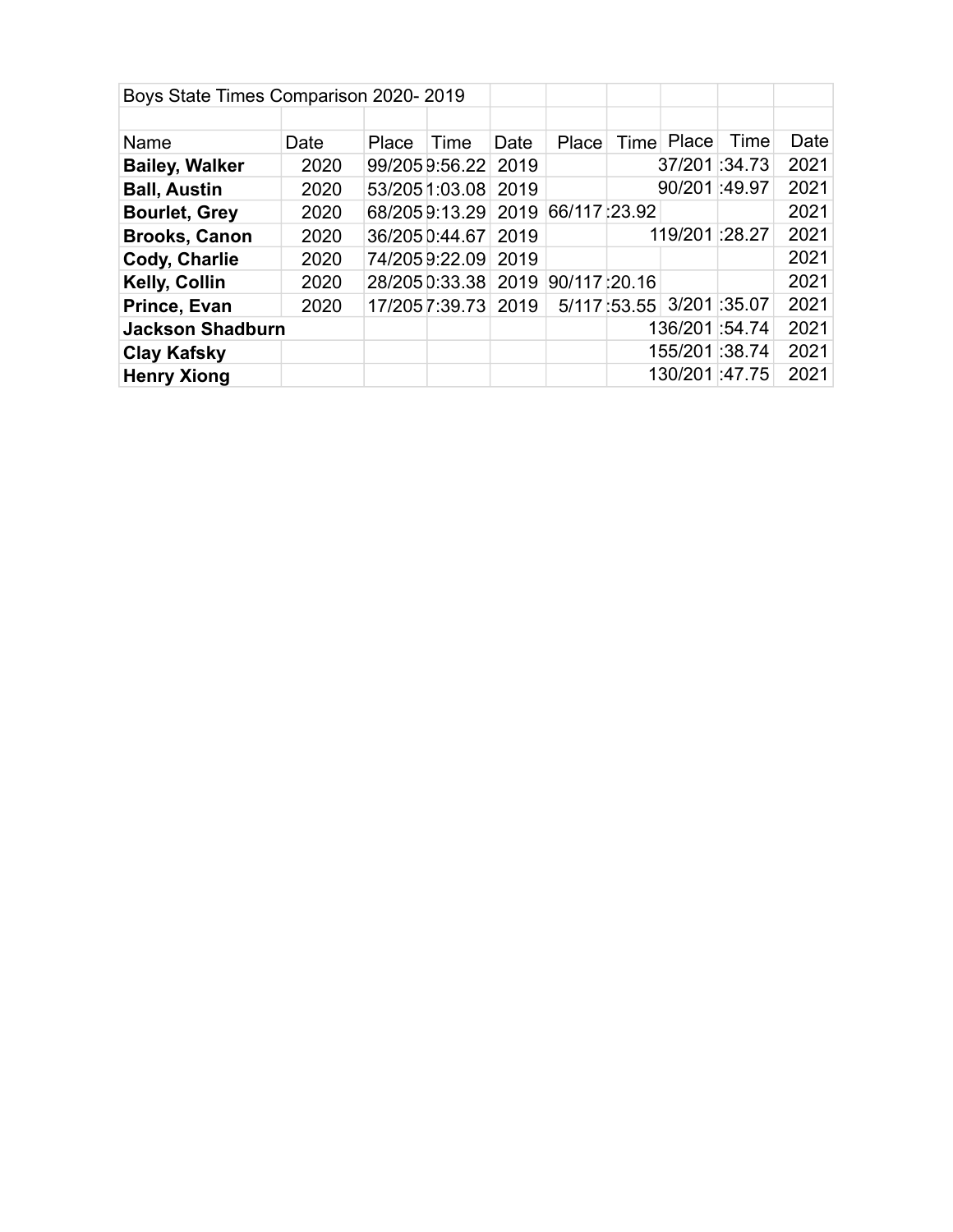| Boys State Times Comparison 2020- 2019 | | | | | | | | | |
|---|---|---|---|---|---|---|---|---|---|
| | | | | | | | | | |
| Name | Date | Place | Time | Date | Place | Time | Place | Time | Date |
| **Bailey, Walker** | 2020 | 99/205 | 9:56.22 | 2019 | | | 37/201 | :34.73 | 2021 |
| **Ball, Austin** | 2020 | 53/205 | 1:03.08 | 2019 | | | 90/201 | :49.97 | 2021 |
| **Bourlet, Grey** | 2020 | 68/205 | 9:13.29 | 2019 | 66/117 | :23.92 | | | 2021 |
| **Brooks, Canon** | 2020 | 36/205 | 0:44.67 | 2019 | | | 119/201 | :28.27 | 2021 |
| **Cody, Charlie** | 2020 | 74/205 | 9:22.09 | 2019 | | | | | 2021 |
| **Kelly, Collin** | 2020 | 28/205 | 0:33.38 | 2019 | 90/117 | :20.16 | | | 2021 |
| **Prince, Evan** | 2020 | 17/205 | 7:39.73 | 2019 | 5/117 | :53.55 | 3/201 | :35.07 | 2021 |
| **Jackson Shadburn** | | | | | | | 136/201 | :54.74 | 2021 |
| **Clay Kafsky** | | | | | | | 155/201 | :38.74 | 2021 |
| **Henry Xiong** | | | | | | | 130/201 | :47.75 | 2021 |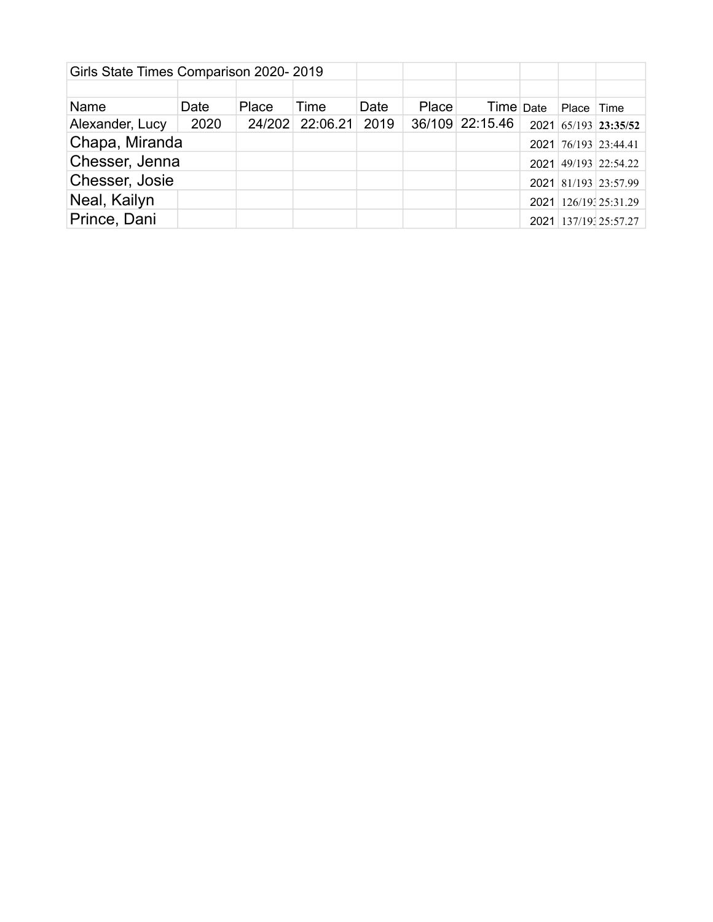| Girls State Times Comparison 2020- 2019 | | | | | | | | | |
|---|---|---|---|---|---|---|---|---|---|
| | | | | | | | | | |
| Name | Date | Place | Time | Date | Place | Time | Date | Place | Time |
| Alexander, Lucy | 2020 | 24/202 | 22:06.21 | 2019 | 36/109 | 22:15.46 | 2021 | 65/193 | **23:35/52** |
| Chapa, Miranda | | | | | | | 2021 | 76/193 | 23:44.41 |
| Chesser, Jenna | | | | | | | 2021 | 49/193 | 22:54.22 |
| Chesser, Josie | | | | | | | 2021 | 81/193 | 23:57.99 |
| Neal, Kailyn | | | | | | | 2021 | 126/193 | 25:31.29 |
| Prince, Dani | | | | | | | 2021 | 137/193 | 25:57.27 |